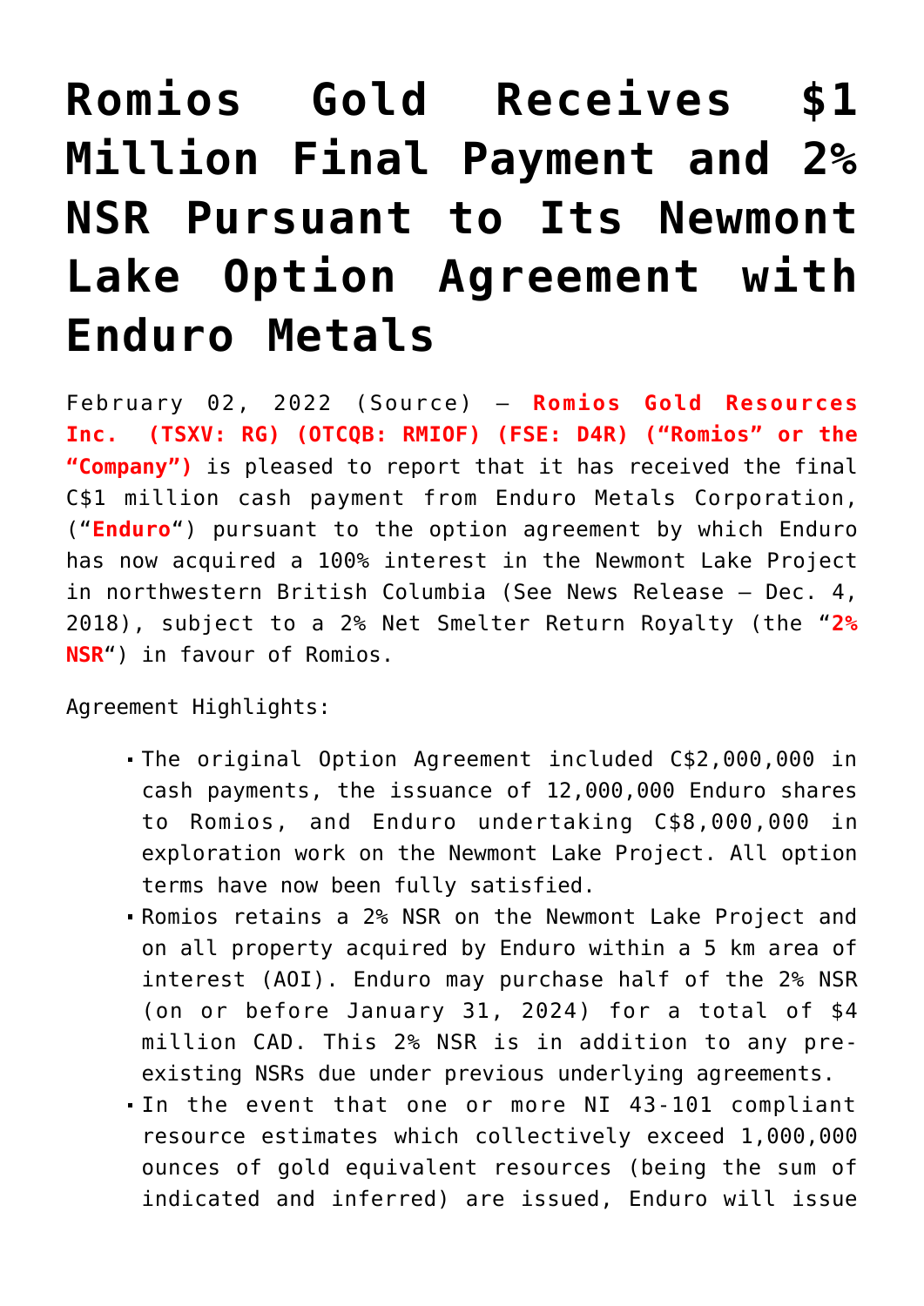# Romios Gold Receives $1 Million Final Payment and 2% NSR Pursuant to Its Newmont Lake Option Agreement with Enduro Metals

February 02, 2022 (Source) — **Romios Gold Resources Inc. (TSXV: RG) (OTCQB: RMIOF) (FSE: D4R) ("Romios" or the "Company")** is pleased to report that it has received the final C$1 million cash payment from Enduro Metals Corporation, ("**Enduro**") pursuant to the option agreement by which Enduro has now acquired a 100% interest in the Newmont Lake Project in northwestern British Columbia (See News Release – Dec. 4, 2018), subject to a 2% Net Smelter Return Royalty (the "**2% NSR**") in favour of Romios.

Agreement Highlights:

- The original Option Agreement included C$2,000,000 in cash payments, the issuance of 12,000,000 Enduro shares to Romios, and Enduro undertaking C$8,000,000 in exploration work on the Newmont Lake Project. All option terms have now been fully satisfied.
- Romios retains a 2% NSR on the Newmont Lake Project and on all property acquired by Enduro within a 5 km area of interest (AOI). Enduro may purchase half of the 2% NSR (on or before January 31, 2024) for a total of $4 million CAD. This 2% NSR is in addition to any pre-existing NSRs due under previous underlying agreements.
- In the event that one or more NI 43-101 compliant resource estimates which collectively exceed 1,000,000 ounces of gold equivalent resources (being the sum of indicated and inferred) are issued, Enduro will issue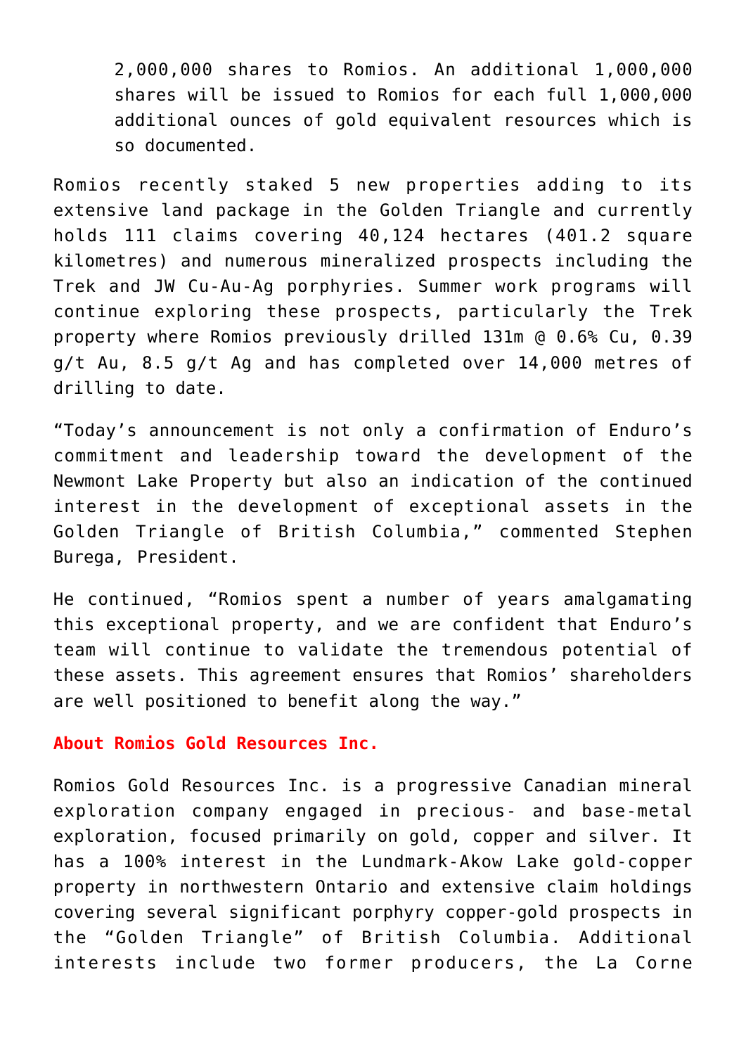2,000,000 shares to Romios. An additional 1,000,000 shares will be issued to Romios for each full 1,000,000 additional ounces of gold equivalent resources which is so documented.

Romios recently staked 5 new properties adding to its extensive land package in the Golden Triangle and currently holds 111 claims covering 40,124 hectares (401.2 square kilometres) and numerous mineralized prospects including the Trek and JW Cu-Au-Ag porphyries. Summer work programs will continue exploring these prospects, particularly the Trek property where Romios previously drilled 131m @ 0.6% Cu, 0.39 g/t Au, 8.5 g/t Ag and has completed over 14,000 metres of drilling to date.

"Today's announcement is not only a confirmation of Enduro's commitment and leadership toward the development of the Newmont Lake Property but also an indication of the continued interest in the development of exceptional assets in the Golden Triangle of British Columbia," commented Stephen Burega, President.

He continued, "Romios spent a number of years amalgamating this exceptional property, and we are confident that Enduro's team will continue to validate the tremendous potential of these assets. This agreement ensures that Romios' shareholders are well positioned to benefit along the way."

**About Romios Gold Resources Inc.**

Romios Gold Resources Inc. is a progressive Canadian mineral exploration company engaged in precious- and base-metal exploration, focused primarily on gold, copper and silver. It has a 100% interest in the Lundmark-Akow Lake gold-copper property in northwestern Ontario and extensive claim holdings covering several significant porphyry copper-gold prospects in the "Golden Triangle" of British Columbia. Additional interests include two former producers, the La Corne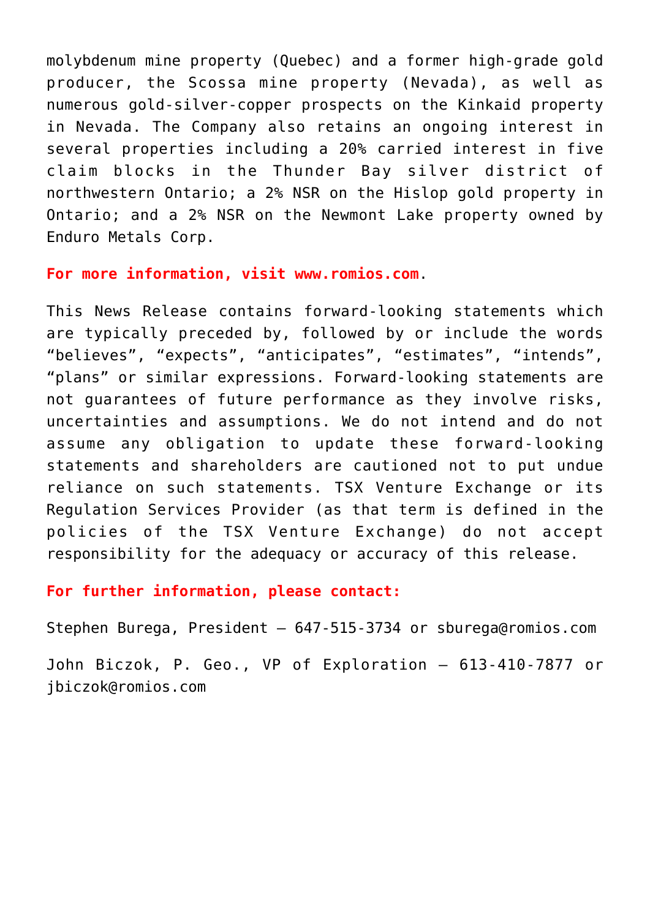molybdenum mine property (Quebec) and a former high-grade gold producer, the Scossa mine property (Nevada), as well as numerous gold-silver-copper prospects on the Kinkaid property in Nevada. The Company also retains an ongoing interest in several properties including a 20% carried interest in five claim blocks in the Thunder Bay silver district of northwestern Ontario; a 2% NSR on the Hislop gold property in Ontario; and a 2% NSR on the Newmont Lake property owned by Enduro Metals Corp.

**For more information, visit www.romios.com**.

This News Release contains forward-looking statements which are typically preceded by, followed by or include the words "believes", "expects", "anticipates", "estimates", "intends", "plans" or similar expressions. Forward-looking statements are not guarantees of future performance as they involve risks, uncertainties and assumptions. We do not intend and do not assume any obligation to update these forward-looking statements and shareholders are cautioned not to put undue reliance on such statements. TSX Venture Exchange or its Regulation Services Provider (as that term is defined in the policies of the TSX Venture Exchange) do not accept responsibility for the adequacy or accuracy of this release.

**For further information, please contact:**

Stephen Burega, President – 647-515-3734 or sburega@romios.com

John Biczok, P. Geo., VP of Exploration – 613-410-7877 or jbiczok@romios.com